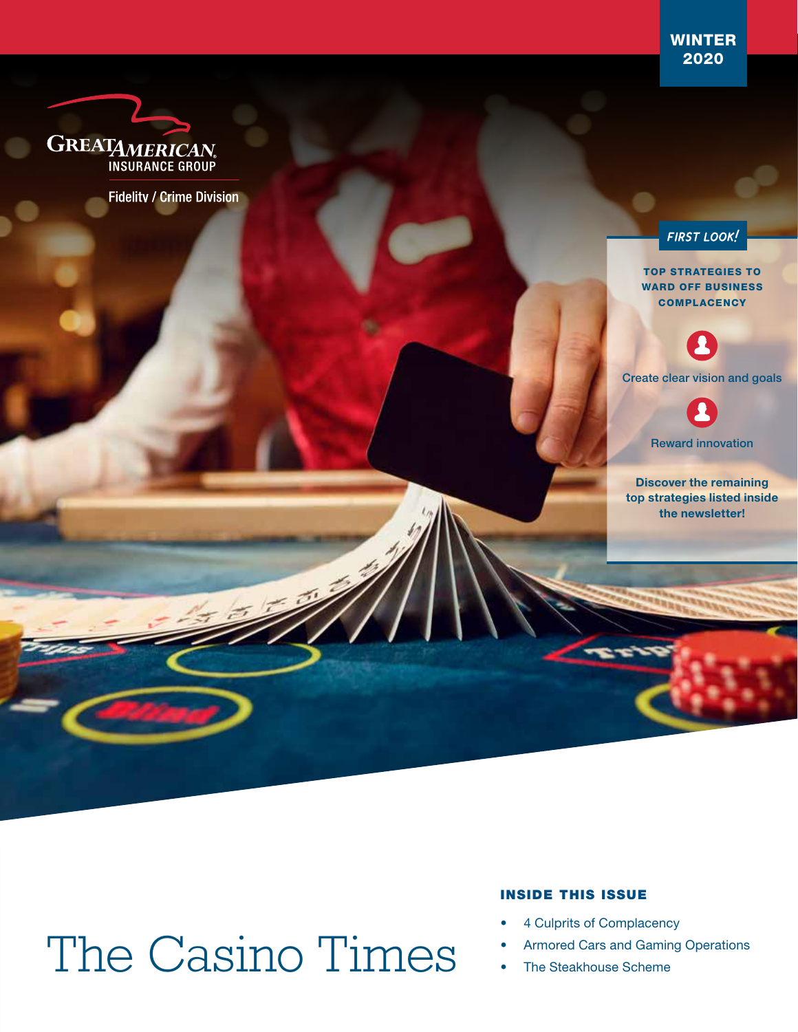WINTER 2020

GREAT AMERICAN INSURANCE GROUP

Fidelity / Crime Division

*FIRST LOOK!*

**TOP STRATEGIES TO WARD OFF BUSINESS COMPLACENCY**

Create clear vision and goals

Reward innovation

**Discover the remaining top strategies listed inside the newsletter!**

# The Casino Times

**INSIDE THIS ISSUE**

- 4 Culprits of Complacency
- Armored Cars and Gaming Operations
- The Steakhouse Scheme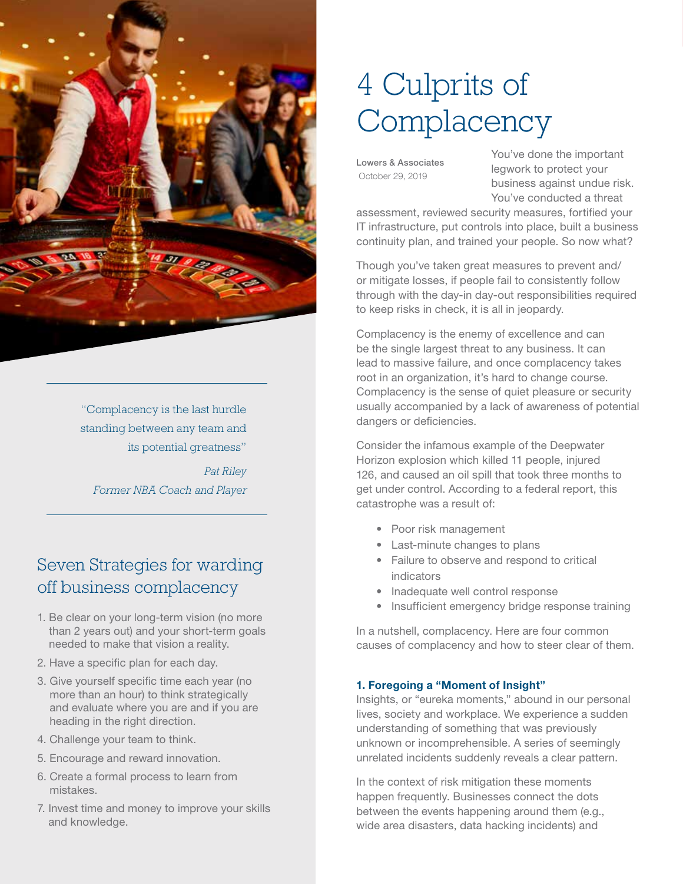# 4 Culprits of Complacency

**Lowers & Associates**
October 29, 2019

You've done the important legwork to protect your business against undue risk. You've conducted a threat assessment, reviewed security measures, fortified your IT infrastructure, put controls into place, built a business continuity plan, and trained your people. So now what?

Though you've taken great measures to prevent and/or mitigate losses, if people fail to consistently follow through with the day-in day-out responsibilities required to keep risks in check, it is all in jeopardy.

Complacency is the enemy of excellence and can be the single largest threat to any business. It can lead to massive failure, and once complacency takes root in an organization, it's hard to change course. Complacency is the sense of quiet pleasure or security usually accompanied by a lack of awareness of potential dangers or deficiencies.

Consider the infamous example of the Deepwater Horizon explosion which killed 11 people, injured 126, and caused an oil spill that took three months to get under control. According to a federal report, this catastrophe was a result of:

- Poor risk management
- Last-minute changes to plans
- Failure to observe and respond to critical indicators
- Inadequate well control response
- Insufficient emergency bridge response training

In a nutshell, complacency. Here are four common causes of complacency and how to steer clear of them.

**1. Foregoing a "Moment of Insight"**

Insights, or "eureka moments," abound in our personal lives, society and workplace. We experience a sudden understanding of something that was previously unknown or incomprehensible. A series of seemingly unrelated incidents suddenly reveals a clear pattern.

In the context of risk mitigation these moments happen frequently. Businesses connect the dots between the events happening around them (e.g., wide area disasters, data hacking incidents) and

> "Complacency is the last hurdle standing between any team and its potential greatness"
>
> *Pat Riley*
> *Former NBA Coach and Player*

## Seven Strategies for warding off business complacency

1. Be clear on your long-term vision (no more than 2 years out) and your short-term goals needed to make that vision a reality.
2. Have a specific plan for each day.
3. Give yourself specific time each year (no more than an hour) to think strategically and evaluate where you are and if you are heading in the right direction.
4. Challenge your team to think.
5. Encourage and reward innovation.
6. Create a formal process to learn from mistakes.
7. Invest time and money to improve your skills and knowledge.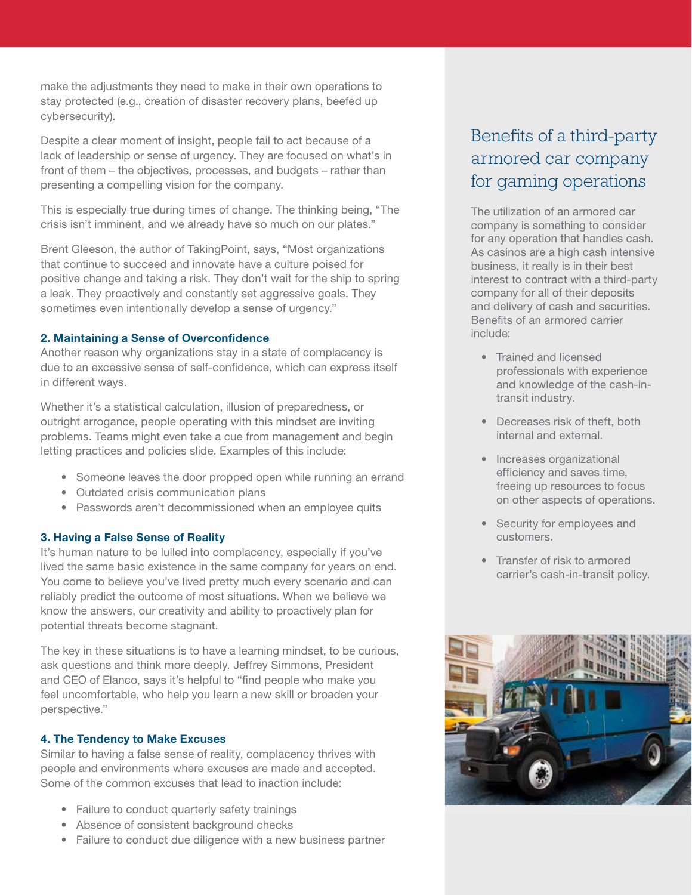make the adjustments they need to make in their own operations to stay protected (e.g., creation of disaster recovery plans, beefed up cybersecurity).

Despite a clear moment of insight, people fail to act because of a lack of leadership or sense of urgency. They are focused on what's in front of them – the objectives, processes, and budgets – rather than presenting a compelling vision for the company.

This is especially true during times of change. The thinking being, "The crisis isn't imminent, and we already have so much on our plates."

Brent Gleeson, the author of TakingPoint, says, "Most organizations that continue to succeed and innovate have a culture poised for positive change and taking a risk. They don't wait for the ship to spring a leak. They proactively and constantly set aggressive goals. They sometimes even intentionally develop a sense of urgency."

### 2. Maintaining a Sense of Overconfidence

Another reason why organizations stay in a state of complacency is due to an excessive sense of self-confidence, which can express itself in different ways.

Whether it's a statistical calculation, illusion of preparedness, or outright arrogance, people operating with this mindset are inviting problems. Teams might even take a cue from management and begin letting practices and policies slide. Examples of this include:

- Someone leaves the door propped open while running an errand
- Outdated crisis communication plans
- Passwords aren't decommissioned when an employee quits

### 3. Having a False Sense of Reality

It's human nature to be lulled into complacency, especially if you've lived the same basic existence in the same company for years on end. You come to believe you've lived pretty much every scenario and can reliably predict the outcome of most situations. When we believe we know the answers, our creativity and ability to proactively plan for potential threats become stagnant.

The key in these situations is to have a learning mindset, to be curious, ask questions and think more deeply. Jeffrey Simmons, President and CEO of Elanco, says it's helpful to "find people who make you feel uncomfortable, who help you learn a new skill or broaden your perspective."

### 4. The Tendency to Make Excuses

Similar to having a false sense of reality, complacency thrives with people and environments where excuses are made and accepted. Some of the common excuses that lead to inaction include:

- Failure to conduct quarterly safety trainings
- Absence of consistent background checks
- Failure to conduct due diligence with a new business partner

## Benefits of a third-party armored car company for gaming operations

The utilization of an armored car company is something to consider for any operation that handles cash. As casinos are a high cash intensive business, it really is in their best interest to contract with a third-party company for all of their deposits and delivery of cash and securities. Benefits of an armored carrier include:

- Trained and licensed professionals with experience and knowledge of the cash-in-transit industry.
- Decreases risk of theft, both internal and external.
- Increases organizational efficiency and saves time, freeing up resources to focus on other aspects of operations.
- Security for employees and customers.
- Transfer of risk to armored carrier's cash-in-transit policy.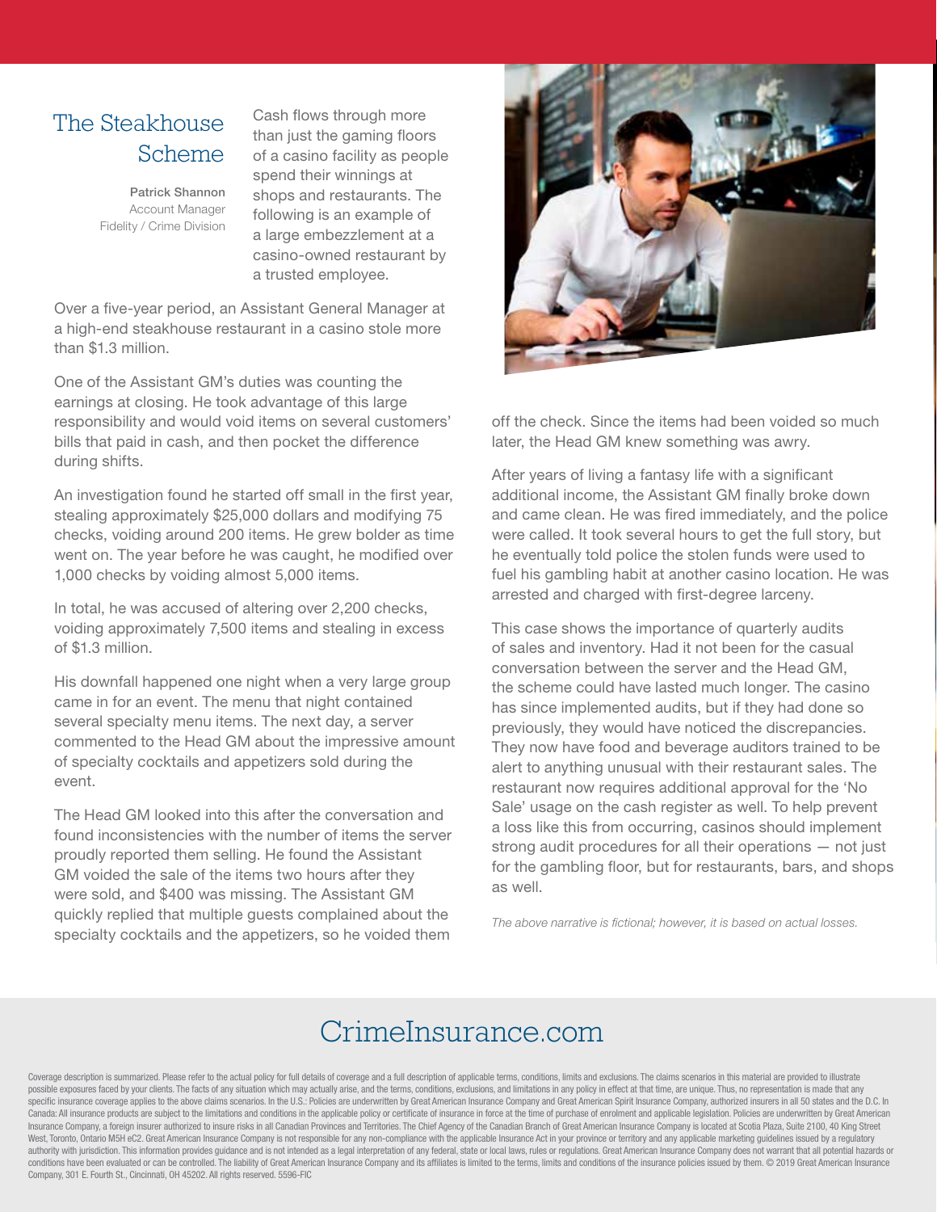## The Steakhouse Scheme

**Patrick Shannon**
Account Manager
Fidelity / Crime Division

Cash flows through more than just the gaming floors of a casino facility as people spend their winnings at shops and restaurants. The following is an example of a large embezzlement at a casino-owned restaurant by a trusted employee.

Over a five-year period, an Assistant General Manager at a high-end steakhouse restaurant in a casino stole more than $1.3 million.

One of the Assistant GM's duties was counting the earnings at closing. He took advantage of this large responsibility and would void items on several customers' bills that paid in cash, and then pocket the difference during shifts.

An investigation found he started off small in the first year, stealing approximately $25,000 dollars and modifying 75 checks, voiding around 200 items. He grew bolder as time went on. The year before he was caught, he modified over 1,000 checks by voiding almost 5,000 items.

In total, he was accused of altering over 2,200 checks, voiding approximately 7,500 items and stealing in excess of $1.3 million.

His downfall happened one night when a very large group came in for an event. The menu that night contained several specialty menu items. The next day, a server commented to the Head GM about the impressive amount of specialty cocktails and appetizers sold during the event.

The Head GM looked into this after the conversation and found inconsistencies with the number of items the server proudly reported them selling. He found the Assistant GM voided the sale of the items two hours after they were sold, and $400 was missing. The Assistant GM quickly replied that multiple guests complained about the specialty cocktails and the appetizers, so he voided them off the check. Since the items had been voided so much later, the Head GM knew something was awry.

After years of living a fantasy life with a significant additional income, the Assistant GM finally broke down and came clean. He was fired immediately, and the police were called. It took several hours to get the full story, but he eventually told police the stolen funds were used to fuel his gambling habit at another casino location. He was arrested and charged with first-degree larceny.

This case shows the importance of quarterly audits of sales and inventory. Had it not been for the casual conversation between the server and the Head GM, the scheme could have lasted much longer. The casino has since implemented audits, but if they had done so previously, they would have noticed the discrepancies. They now have food and beverage auditors trained to be alert to anything unusual with their restaurant sales. The restaurant now requires additional approval for the 'No Sale' usage on the cash register as well. To help prevent a loss like this from occurring, casinos should implement strong audit procedures for all their operations — not just for the gambling floor, but for restaurants, bars, and shops as well.

*The above narrative is fictional; however, it is based on actual losses.*

CrimeInsurance.com

Coverage description is summarized. Please refer to the actual policy for full details of coverage and a full description of applicable terms, conditions, limits and exclusions. The claims scenarios in this material are provided to illustrate possible exposures faced by your clients. The facts of any situation which may actually arise, and the terms, conditions, exclusions, and limitations in any policy in effect at that time, are unique. Thus, no representation is made that any specific insurance coverage applies to the above claims scenarios. In the U.S.: Policies are underwritten by Great American Insurance Company and Great American Spirit Insurance Company, authorized insurers in all 50 states and the D.C. In Canada: All insurance products are subject to the limitations and conditions in the applicable policy or certificate of insurance in force at the time of purchase of enrolment and applicable legislation. Policies are underwritten by Great American Insurance Company, a foreign insurer authorized to insure risks in all Canadian Provinces and Territories. The Chief Agency of the Canadian Branch of Great American Insurance Company is located at Scotia Plaza, Suite 2100, 40 King Street West, Toronto, Ontario M5H eC2. Great American Insurance Company is not responsible for any non-compliance with the applicable Insurance Act in your province or territory and any applicable marketing guidelines issued by a regulatory authority with jurisdiction. This information provides guidance and is not intended as a legal interpretation of any federal, state or local laws, rules or regulations. Great American Insurance Company does not warrant that all potential hazards or conditions have been evaluated or can be controlled. The liability of Great American Insurance Company and its affiliates is limited to the terms, limits and conditions of the insurance policies issued by them. © 2019 Great American Insurance Company, 301 E. Fourth St., Cincinnati, OH 45202. All rights reserved. 5596-FIC